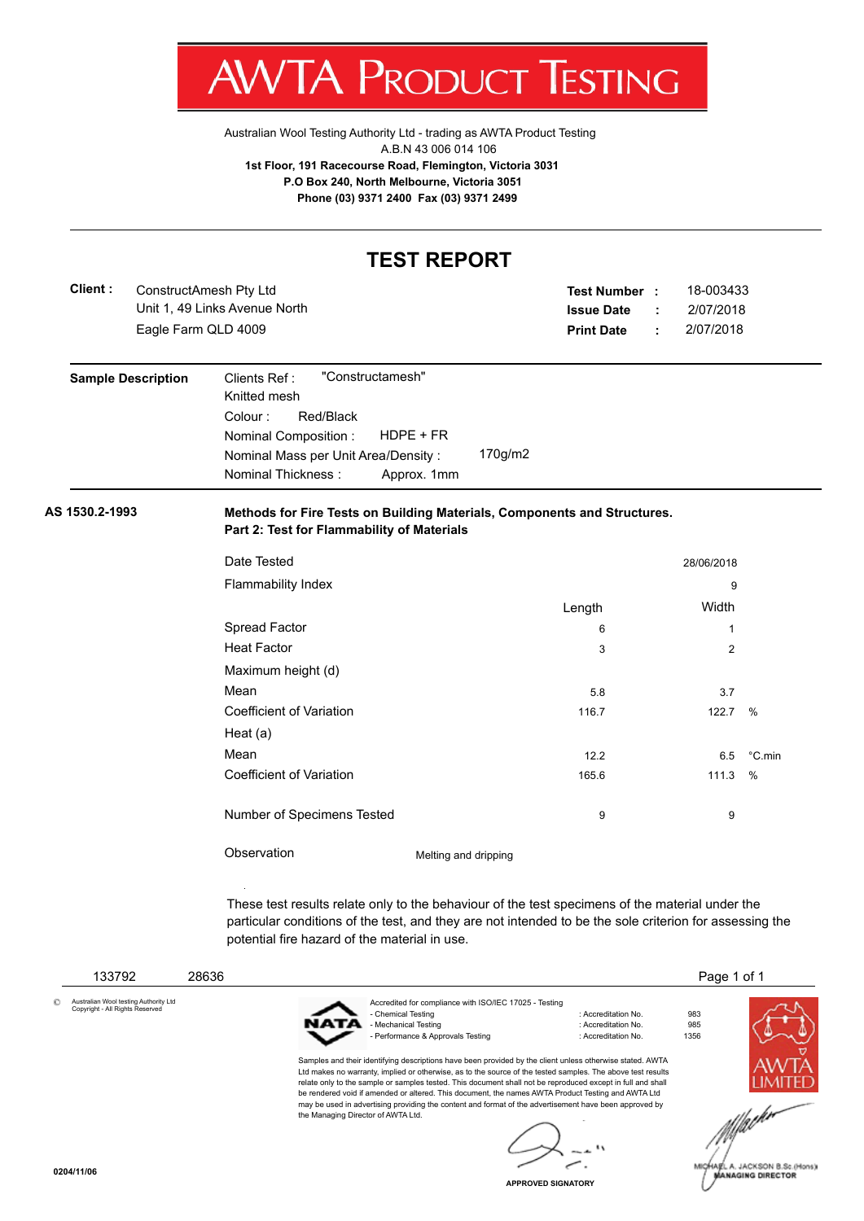# AWTA PRODUCT TESTING

Australian Wool Testing Authority Ltd - trading as AWTA Product Testing
A.B.N 43 006 014 106
**1st Floor, 191 Racecourse Road, Flemington, Victoria 3031**
**P.O Box 240, North Melbourne, Victoria 3051**
**Phone (03) 9371 2400 Fax (03) 9371 2499**

## TEST REPORT

**Client :** ConstructAmesh Pty Ltd
Unit 1, 49 Links Avenue North
Eagle Farm QLD 4009

**Test Number :** 18-003433
**Issue Date :** 2/07/2018
**Print Date :** 2/07/2018

**Sample Description**

Clients Ref : "Constructamesh"
Knitted mesh
Colour : Red/Black
Nominal Composition : HDPE + FR
Nominal Mass per Unit Area/Density : 170g/m2
Nominal Thickness : Approx. 1mm

**AS 1530.2-1993**

**Methods for Fire Tests on Building Materials, Components and Structures.**
**Part 2: Test for Flammability of Materials**

| | Length | Width | |
|---|---|---|---|
| Date Tested | | 28/06/2018 | |
| Flammability Index | | 9 | |
| Spread Factor | 6 | 1 | |
| Heat Factor | 3 | 2 | |
| **Maximum height (d)** | | | |
| Mean | 5.8 | 3.7 | |
| Coefficient of Variation | 116.7 | 122.7 | % |
| **Heat (a)** | | | |
| Mean | 12.2 | 6.5 | °C.min |
| Coefficient of Variation | 165.6 | 111.3 | % |
| Number of Specimens Tested | 9 | 9 | |

Observation: Melting and dripping

These test results relate only to the behaviour of the test specimens of the material under the particular conditions of the test, and they are not intended to be the sole criterion for assessing the potential fire hazard of the material in use.

133792 28636

© Australian Wool testing Authority Ltd Copyright - All Rights Reserved

Accredited for compliance with ISO/IEC 17025 - Testing

| | | |
|---|---|---|
| - Chemical Testing | : Accreditation No. | 983 |
| - Mechanical Testing | : Accreditation No. | 985 |
| - Performance & Approvals Testing | : Accreditation No. | 1356 |

Samples and their identifying descriptions have been provided by the client unless otherwise stated. AWTA Ltd makes no warranty, implied or otherwise, as to the source of the tested samples. The above test results relate only to the sample or samples tested. This document shall not be reproduced except in full and shall be rendered void if amended or altered. This document, the names AWTA Product Testing and AWTA Ltd may be used in advertising providing the content and format of the advertisement have been approved by the Managing Director of AWTA Ltd.

APPROVED SIGNATORY

MICHAEL A. JACKSON B.Sc.(Hons)
MANAGING DIRECTOR

0204/11/06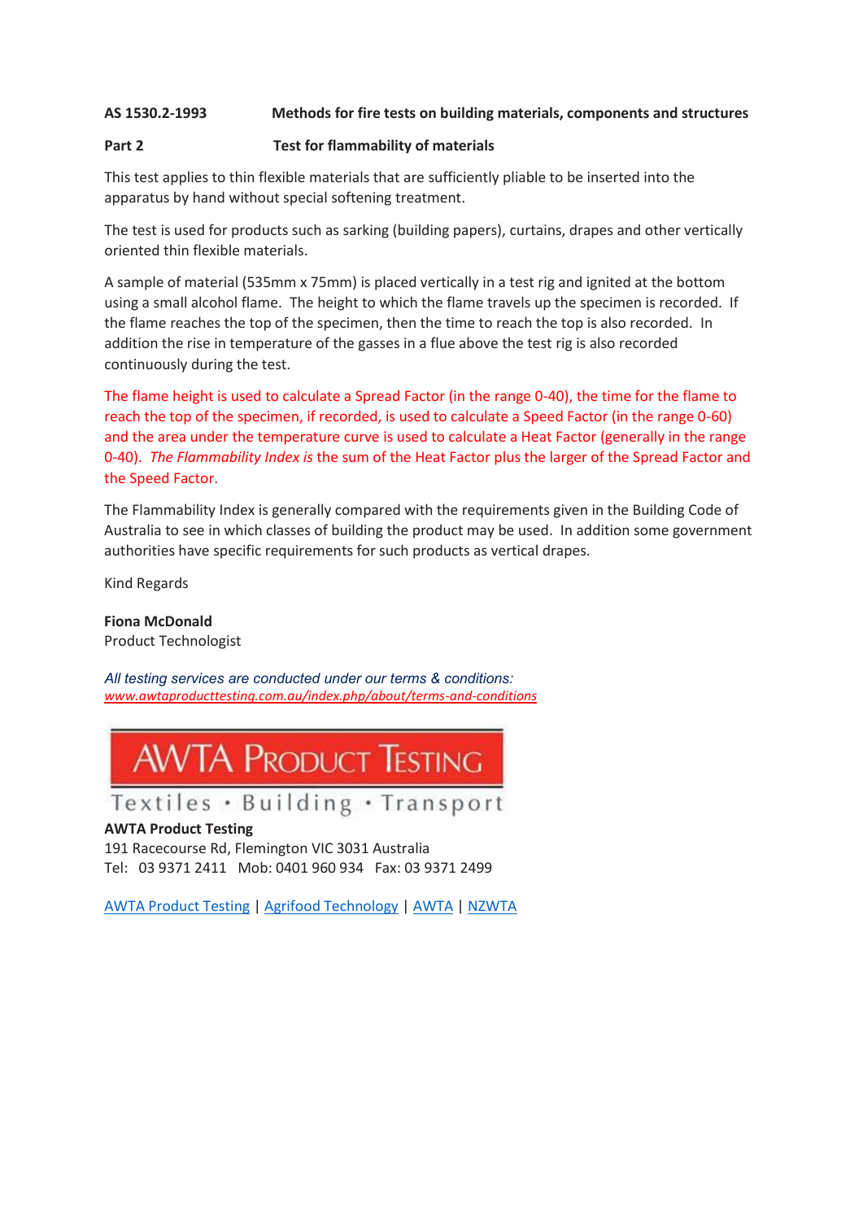**AS 1530.2-1993** **Methods for fire tests on building materials, components and structures**

**Part 2** **Test for flammability of materials**

This test applies to thin flexible materials that are sufficiently pliable to be inserted into the apparatus by hand without special softening treatment.

The test is used for products such as sarking (building papers), curtains, drapes and other vertically oriented thin flexible materials.

A sample of material (535mm x 75mm) is placed vertically in a test rig and ignited at the bottom using a small alcohol flame. The height to which the flame travels up the specimen is recorded. If the flame reaches the top of the specimen, then the time to reach the top is also recorded. In addition the rise in temperature of the gasses in a flue above the test rig is also recorded continuously during the test.

The flame height is used to calculate a Spread Factor (in the range 0-40), the time for the flame to reach the top of the specimen, if recorded, is used to calculate a Speed Factor (in the range 0-60) and the area under the temperature curve is used to calculate a Heat Factor (generally in the range 0-40). *The Flammability Index is* the sum of the Heat Factor plus the larger of the Spread Factor and the Speed Factor.

The Flammability Index is generally compared with the requirements given in the Building Code of Australia to see in which classes of building the product may be used. In addition some government authorities have specific requirements for such products as vertical drapes.

Kind Regards

**Fiona McDonald**
Product Technologist

*All testing services are conducted under our terms & conditions:*
*www.awtaproducttesting.com.au/index.php/about/terms-and-conditions*

AWTA Product Testing
Textiles • Building • Transport

**AWTA Product Testing**
191 Racecourse Rd, Flemington VIC 3031 Australia
Tel: 03 9371 2411 Mob: 0401 960 934 Fax: 03 9371 2499

AWTA Product Testing | Agrifood Technology | AWTA | NZWTA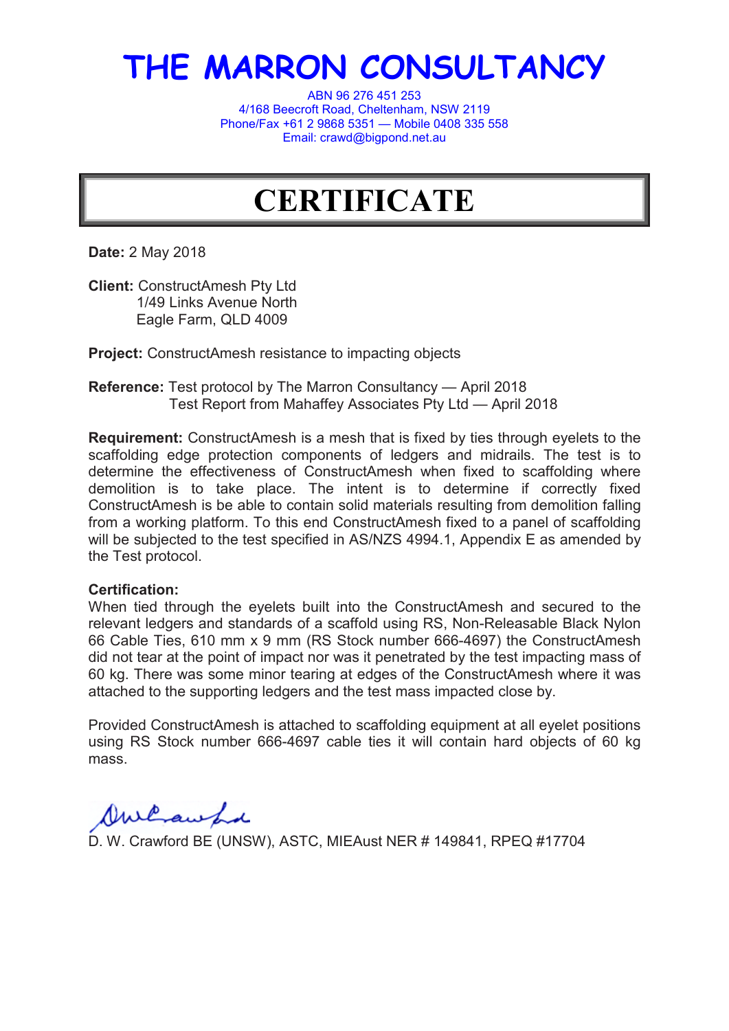# THE MARRON CONSULTANCY

ABN 96 276 451 253
4/168 Beecroft Road, Cheltenham, NSW 2119
Phone/Fax +61 2 9868 5351 — Mobile 0408 335 558
Email: crawd@bigpond.net.au

## CERTIFICATE

**Date:** 2 May 2018

**Client:** ConstructAmesh Pty Ltd
1/49 Links Avenue North
Eagle Farm, QLD 4009

**Project:** ConstructAmesh resistance to impacting objects

**Reference:** Test protocol by The Marron Consultancy — April 2018
Test Report from Mahaffey Associates Pty Ltd — April 2018

**Requirement:** ConstructAmesh is a mesh that is fixed by ties through eyelets to the scaffolding edge protection components of ledgers and midrails. The test is to determine the effectiveness of ConstructAmesh when fixed to scaffolding where demolition is to take place. The intent is to determine if correctly fixed ConstructAmesh is be able to contain solid materials resulting from demolition falling from a working platform. To this end ConstructAmesh fixed to a panel of scaffolding will be subjected to the test specified in AS/NZS 4994.1, Appendix E as amended by the Test protocol.

**Certification:**
When tied through the eyelets built into the ConstructAmesh and secured to the relevant ledgers and standards of a scaffold using RS, Non-Releasable Black Nylon 66 Cable Ties, 610 mm x 9 mm (RS Stock number 666-4697) the ConstructAmesh did not tear at the point of impact nor was it penetrated by the test impacting mass of 60 kg. There was some minor tearing at edges of the ConstructAmesh where it was attached to the supporting ledgers and the test mass impacted close by.

Provided ConstructAmesh is attached to scaffolding equipment at all eyelet positions using RS Stock number 666-4697 cable ties it will contain hard objects of 60 kg mass.

D. W. Crawford BE (UNSW), ASTC, MIEAust NER # 149841, RPEQ #17704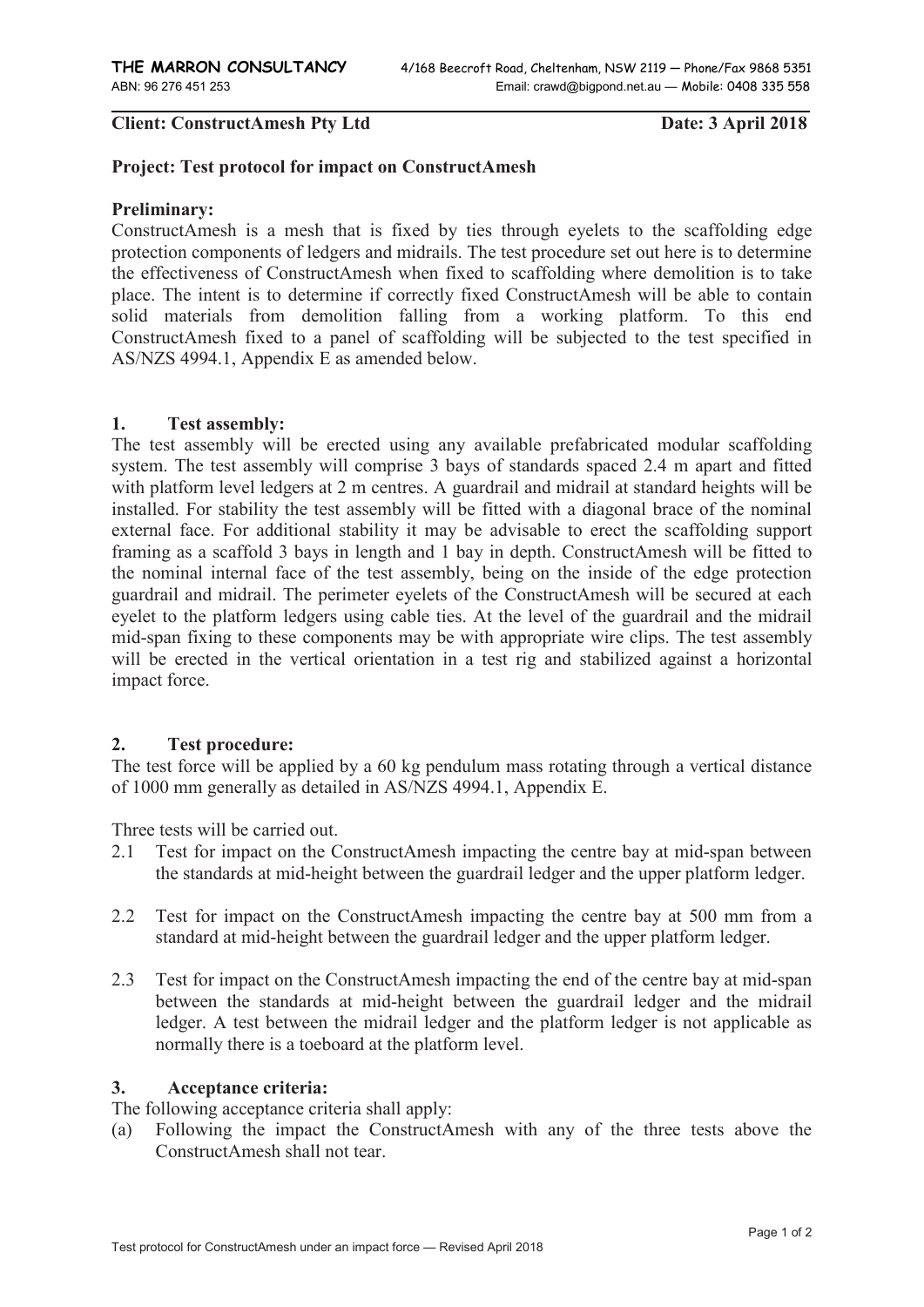**THE MARRON CONSULTANCY** 4/168 Beecroft Road, Cheltenham, NSW 2119 — Phone/Fax 9868 5351
ABN: 96 276 451 253 Email: crawd@bigpond.net.au — Mobile: 0408 335 558

**Client: ConstructAmesh Pty Ltd** **Date: 3 April 2018**

**Project: Test protocol for impact on ConstructAmesh**

**Preliminary:**

ConstructAmesh is a mesh that is fixed by ties through eyelets to the scaffolding edge protection components of ledgers and midrails. The test procedure set out here is to determine the effectiveness of ConstructAmesh when fixed to scaffolding where demolition is to take place. The intent is to determine if correctly fixed ConstructAmesh will be able to contain solid materials from demolition falling from a working platform. To this end ConstructAmesh fixed to a panel of scaffolding will be subjected to the test specified in AS/NZS 4994.1, Appendix E as amended below.

## 1. Test assembly:

The test assembly will be erected using any available prefabricated modular scaffolding system. The test assembly will comprise 3 bays of standards spaced 2.4 m apart and fitted with platform level ledgers at 2 m centres. A guardrail and midrail at standard heights will be installed. For stability the test assembly will be fitted with a diagonal brace of the nominal external face. For additional stability it may be advisable to erect the scaffolding support framing as a scaffold 3 bays in length and 1 bay in depth. ConstructAmesh will be fitted to the nominal internal face of the test assembly, being on the inside of the edge protection guardrail and midrail. The perimeter eyelets of the ConstructAmesh will be secured at each eyelet to the platform ledgers using cable ties. At the level of the guardrail and the midrail mid-span fixing to these components may be with appropriate wire clips. The test assembly will be erected in the vertical orientation in a test rig and stabilized against a horizontal impact force.

## 2. Test procedure:

The test force will be applied by a 60 kg pendulum mass rotating through a vertical distance of 1000 mm generally as detailed in AS/NZS 4994.1, Appendix E.

Three tests will be carried out.

2.1 Test for impact on the ConstructAmesh impacting the centre bay at mid-span between the standards at mid-height between the guardrail ledger and the upper platform ledger.

2.2 Test for impact on the ConstructAmesh impacting the centre bay at 500 mm from a standard at mid-height between the guardrail ledger and the upper platform ledger.

2.3 Test for impact on the ConstructAmesh impacting the end of the centre bay at mid-span between the standards at mid-height between the guardrail ledger and the midrail ledger. A test between the midrail ledger and the platform ledger is not applicable as normally there is a toeboard at the platform level.

## 3. Acceptance criteria:

The following acceptance criteria shall apply:

(a) Following the impact the ConstructAmesh with any of the three tests above the ConstructAmesh shall not tear.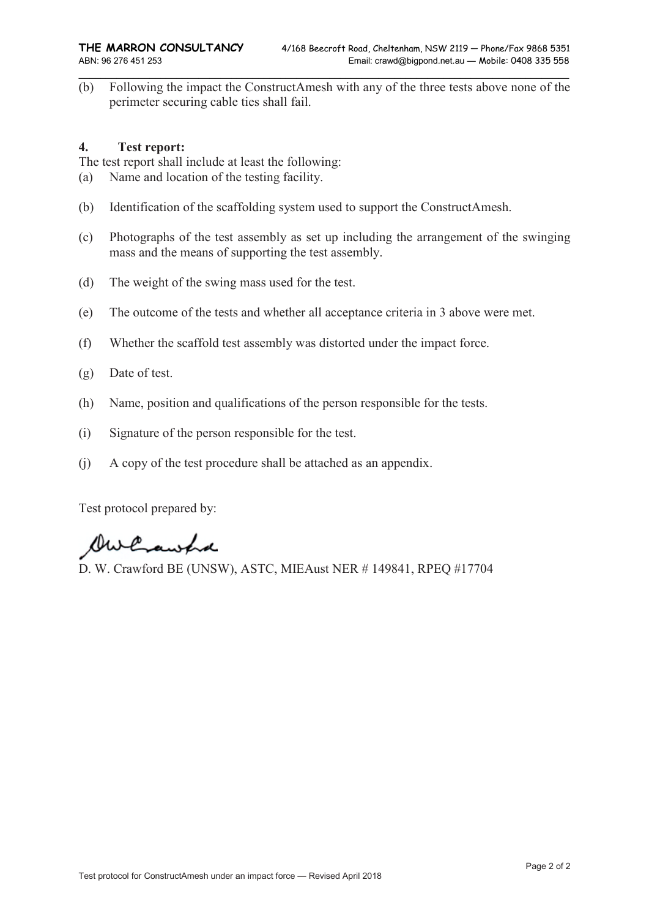(b) Following the impact the ConstructAmesh with any of the three tests above none of the perimeter securing cable ties shall fail.

## 4. Test report:

The test report shall include at least the following:

(a) Name and location of the testing facility.

(b) Identification of the scaffolding system used to support the ConstructAmesh.

(c) Photographs of the test assembly as set up including the arrangement of the swinging mass and the means of supporting the test assembly.

(d) The weight of the swing mass used for the test.

(e) The outcome of the tests and whether all acceptance criteria in 3 above were met.

(f) Whether the scaffold test assembly was distorted under the impact force.

(g) Date of test.

(h) Name, position and qualifications of the person responsible for the tests.

(i) Signature of the person responsible for the test.

(j) A copy of the test procedure shall be attached as an appendix.

Test protocol prepared by:

D. W. Crawford BE (UNSW), ASTC, MIEAust NER # 149841, RPEQ #17704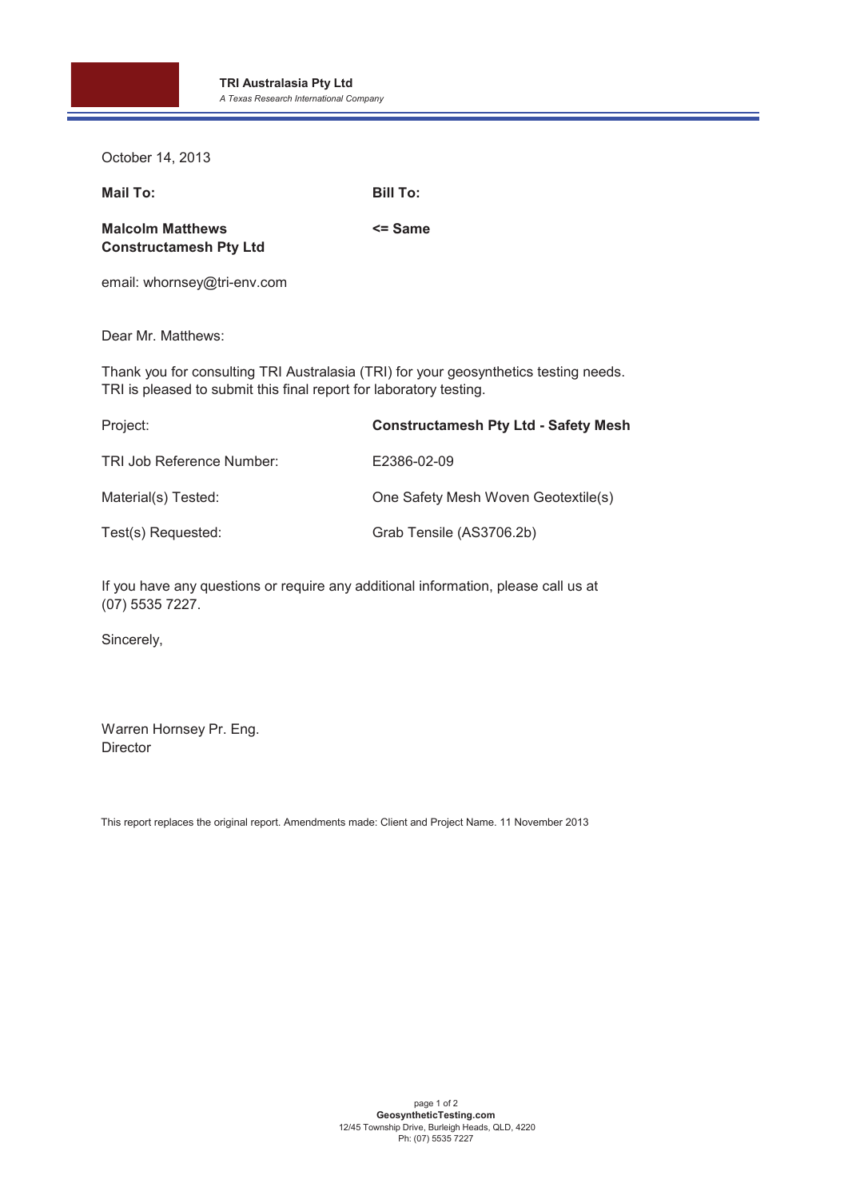**TRI Australasia Pty Ltd**
*A Texas Research International Company*

October 14, 2013

| **Mail To:** | **Bill To:** |
|---|---|
| **Malcolm Matthews**<br>**Constructamesh Pty Ltd** | **<= Same** |

email: whornsey@tri-env.com

Dear Mr. Matthews:

Thank you for consulting TRI Australasia (TRI) for your geosynthetics testing needs. TRI is pleased to submit this final report for laboratory testing.

| | |
|---|---|
| Project: | **Constructamesh Pty Ltd - Safety Mesh** |
| TRI Job Reference Number: | E2386-02-09 |
| Material(s) Tested: | One Safety Mesh Woven Geotextile(s) |
| Test(s) Requested: | Grab Tensile (AS3706.2b) |

If you have any questions or require any additional information, please call us at (07) 5535 7227.

Sincerely,

Warren Hornsey Pr. Eng.
Director

This report replaces the original report. Amendments made: Client and Project Name. 11 November 2013

**GeosyntheticTesting.com**
12/45 Township Drive, Burleigh Heads, QLD, 4220
Ph: (07) 5535 7227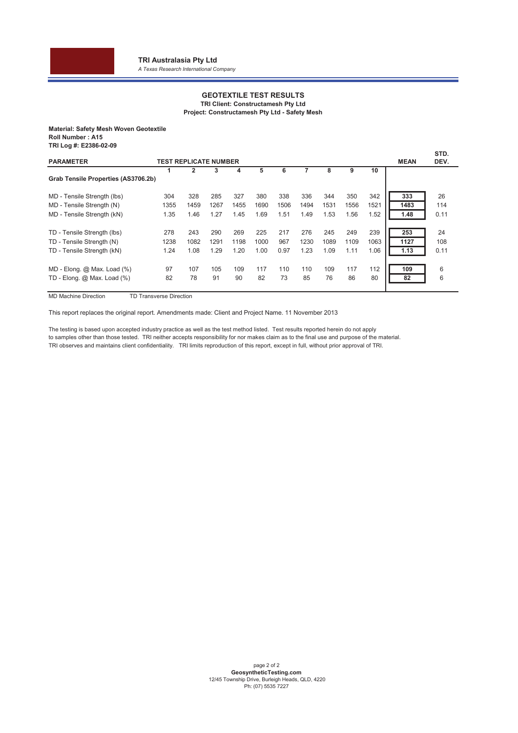**TRI Australasia Pty Ltd**
*A Texas Research International Company*

## GEOTEXTILE TEST RESULTS

**TRI Client: Constructamesh Pty Ltd**
**Project: Constructamesh Pty Ltd - Safety Mesh**

**Material: Safety Mesh Woven Geotextile**
**Roll Number : A15**
**TRI Log #: E2386-02-09**

| PARAMETER | TEST REPLICATE NUMBER | | | | | | | | | | MEAN | STD. DEV. |
|---|---|---|---|---|---|---|---|---|---|---|---|---|
| | 1 | 2 | 3 | 4 | 5 | 6 | 7 | 8 | 9 | 10 | | |
| **Grab Tensile Properties (AS3706.2b)** | | | | | | | | | | | | |
| MD - Tensile Strength (lbs) | 304 | 328 | 285 | 327 | 380 | 338 | 336 | 344 | 350 | 342 | **333** | 26 |
| MD - Tensile Strength (N) | 1355 | 1459 | 1267 | 1455 | 1690 | 1506 | 1494 | 1531 | 1556 | 1521 | **1483** | 114 |
| MD - Tensile Strength (kN) | 1.35 | 1.46 | 1.27 | 1.45 | 1.69 | 1.51 | 1.49 | 1.53 | 1.56 | 1.52 | **1.48** | 0.11 |
| TD - Tensile Strength (lbs) | 278 | 243 | 290 | 269 | 225 | 217 | 276 | 245 | 249 | 239 | **253** | 24 |
| TD - Tensile Strength (N) | 1238 | 1082 | 1291 | 1198 | 1000 | 967 | 1230 | 1089 | 1109 | 1063 | **1127** | 108 |
| TD - Tensile Strength (kN) | 1.24 | 1.08 | 1.29 | 1.20 | 1.00 | 0.97 | 1.23 | 1.09 | 1.11 | 1.06 | **1.13** | 0.11 |
| MD - Elong. @ Max. Load (%) | 97 | 107 | 105 | 109 | 117 | 110 | 110 | 109 | 117 | 112 | **109** | 6 |
| TD - Elong. @ Max. Load (%) | 82 | 78 | 91 | 90 | 82 | 73 | 85 | 76 | 86 | 80 | **82** | 6 |

MD Machine Direction        TD Transverse Direction

This report replaces the original report. Amendments made: Client and Project Name. 11 November 2013

The testing is based upon accepted industry practice as well as the test method listed. Test results reported herein do not apply to samples other than those tested. TRI neither accepts responsibility for nor makes claim as to the final use and purpose of the material. TRI observes and maintains client confidentiality. TRI limits reproduction of this report, except in full, without prior approval of TRI.

**GeosyntheticTesting.com**
12/45 Township Drive, Burleigh Heads, QLD, 4220
Ph: (07) 5535 7227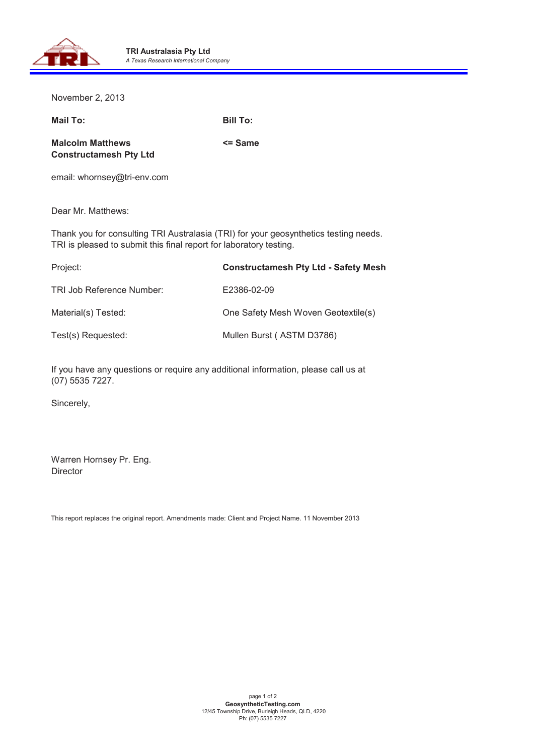**TRI Australasia Pty Ltd**
*A Texas Research International Company*

November 2, 2013

| **Mail To:** | **Bill To:** |
|---|---|
| **Malcolm Matthews** | **<= Same** |
| **Constructamesh Pty Ltd** | |

email: whornsey@tri-env.com

Dear Mr. Matthews:

Thank you for consulting TRI Australasia (TRI) for your geosynthetics testing needs. TRI is pleased to submit this final report for laboratory testing.

| | |
|---|---|
| Project: | **Constructamesh Pty Ltd - Safety Mesh** |
| TRI Job Reference Number: | E2386-02-09 |
| Material(s) Tested: | One Safety Mesh Woven Geotextile(s) |
| Test(s) Requested: | Mullen Burst ( ASTM D3786) |

If you have any questions or require any additional information, please call us at (07) 5535 7227.

Sincerely,

Warren Hornsey Pr. Eng.
Director

This report replaces the original report. Amendments made: Client and Project Name. 11 November 2013

**GeosyntheticTesting.com**
12/45 Township Drive, Burleigh Heads, QLD, 4220
Ph: (07) 5535 7227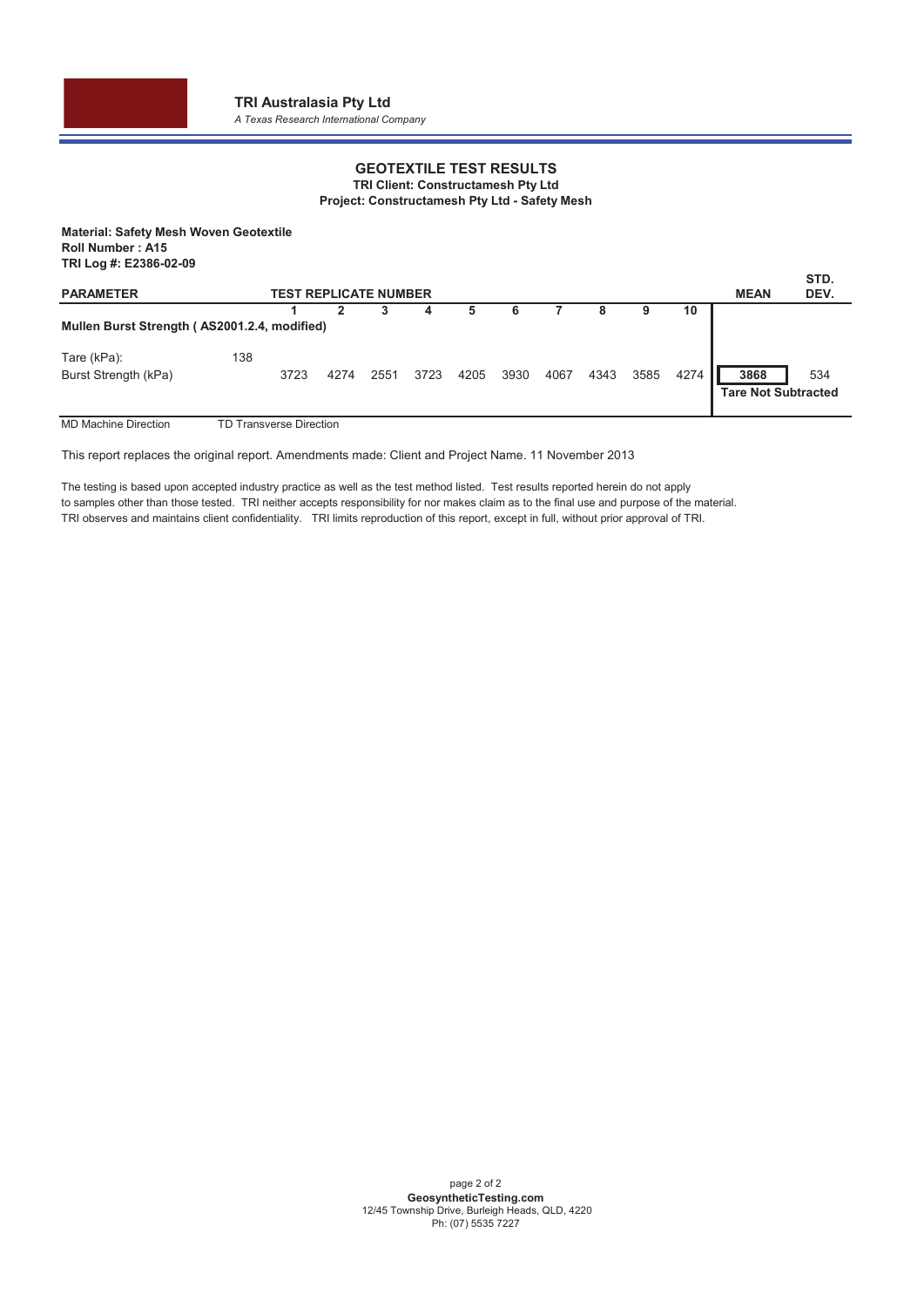**TRI Australasia Pty Ltd**

*A Texas Research International Company*

# GEOTEXTILE TEST RESULTS

**TRI Client: Constructamesh Pty Ltd**

**Project: Constructamesh Pty Ltd - Safety Mesh**

**Material: Safety Mesh Woven Geotextile**
**Roll Number : A15**
**TRI Log #: E2386-02-09**

| PARAMETER | | TEST REPLICATE NUMBER | | | | | | | | | | MEAN | STD. DEV. |
|---|---|---|---|---|---|---|---|---|---|---|---|---|---|
| | | 1 | 2 | 3 | 4 | 5 | 6 | 7 | 8 | 9 | 10 | | |
| **Mullen Burst Strength ( AS2001.2.4, modified)** | | | | | | | | | | | | | |
| Tare (kPa): | 138 | | | | | | | | | | | | |
| Burst Strength (kPa) | | 3723 | 4274 | 2551 | 3723 | 4205 | 3930 | 4067 | 4343 | 3585 | 4274 | **3868** | 534 |
| | | | | | | | | | | | | **Tare Not Subtracted** | |

MD Machine Direction TD Transverse Direction

This report replaces the original report. Amendments made: Client and Project Name. 11 November 2013

The testing is based upon accepted industry practice as well as the test method listed. Test results reported herein do not apply to samples other than those tested. TRI neither accepts responsibility for nor makes claim as to the final use and purpose of the material. TRI observes and maintains client confidentiality. TRI limits reproduction of this report, except in full, without prior approval of TRI.

**GeosyntheticTesting.com**
12/45 Township Drive, Burleigh Heads, QLD, 4220
Ph: (07) 5535 7227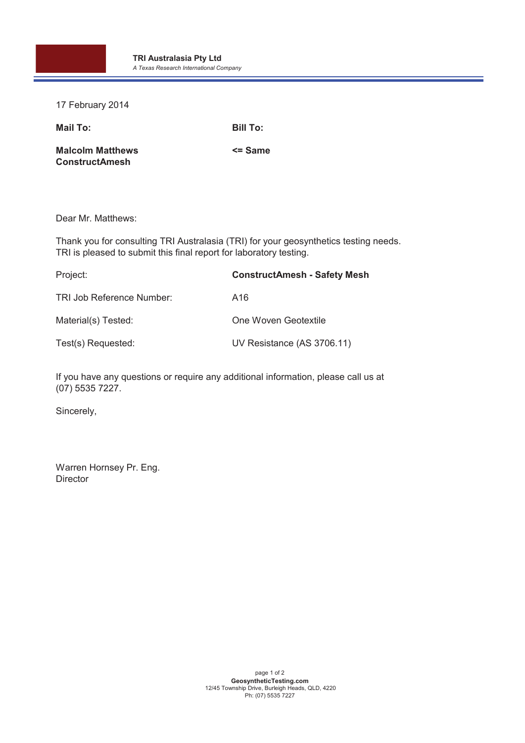**TRI Australasia Pty Ltd**
*A Texas Research International Company*

17 February 2014

| **Mail To:** | **Bill To:** |
|---|---|
| **Malcolm Matthews** **ConstructAmesh** | **<= Same** |

Dear Mr. Matthews:

Thank you for consulting TRI Australasia (TRI) for your geosynthetics testing needs. TRI is pleased to submit this final report for laboratory testing.

| | |
|---|---|
| Project: | **ConstructAmesh - Safety Mesh** |
| TRI Job Reference Number: | A16 |
| Material(s) Tested: | One Woven Geotextile |
| Test(s) Requested: | UV Resistance (AS 3706.11) |

If you have any questions or require any additional information, please call us at (07) 5535 7227.

Sincerely,

Warren Hornsey Pr. Eng.
Director

**GeosyntheticTesting.com**
12/45 Township Drive, Burleigh Heads, QLD, 4220
Ph: (07) 5535 7227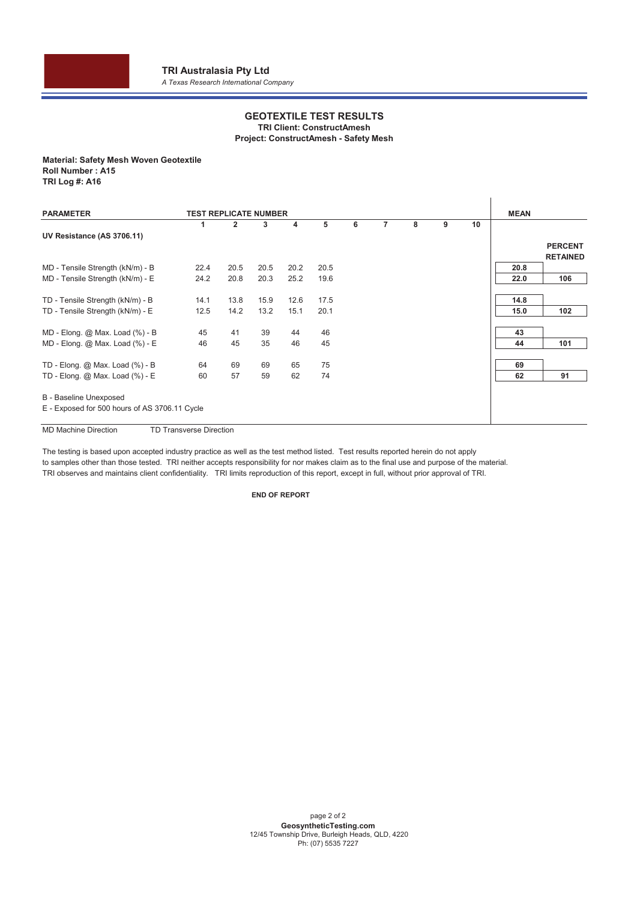**TRI Australasia Pty Ltd**
*A Texas Research International Company*

## GEOTEXTILE TEST RESULTS

**TRI Client: ConstructAmesh**
**Project: ConstructAmesh - Safety Mesh**

**Material: Safety Mesh Woven Geotextile**
**Roll Number : A15**
**TRI Log #: A16**

| PARAMETER | 1 | 2 | 3 | 4 | 5 | 6 | 7 | 8 | 9 | 10 | MEAN | PERCENT RETAINED |
|---|---|---|---|---|---|---|---|---|---|---|---|---|
| **UV Resistance (AS 3706.11)** | | | | | | | | | | | | |
| MD - Tensile Strength (kN/m) - B | 22.4 | 20.5 | 20.5 | 20.2 | 20.5 | | | | | | **20.8** | |
| MD - Tensile Strength (kN/m) - E | 24.2 | 20.8 | 20.3 | 25.2 | 19.6 | | | | | | **22.0** | **106** |
| TD - Tensile Strength (kN/m) - B | 14.1 | 13.8 | 15.9 | 12.6 | 17.5 | | | | | | **14.8** | |
| TD - Tensile Strength (kN/m) - E | 12.5 | 14.2 | 13.2 | 15.1 | 20.1 | | | | | | **15.0** | **102** |
| MD - Elong. @ Max. Load (%) - B | 45 | 41 | 39 | 44 | 46 | | | | | | **43** | |
| MD - Elong. @ Max. Load (%) - E | 46 | 45 | 35 | 46 | 45 | | | | | | **44** | **101** |
| TD - Elong. @ Max. Load (%) - B | 64 | 69 | 69 | 65 | 75 | | | | | | **69** | |
| TD - Elong. @ Max. Load (%) - E | 60 | 57 | 59 | 62 | 74 | | | | | | **62** | **91** |

B - Baseline Unexposed
E - Exposed for 500 hours of AS 3706.11 Cycle

MD Machine Direction    TD Transverse Direction

The testing is based upon accepted industry practice as well as the test method listed. Test results reported herein do not apply to samples other than those tested. TRI neither accepts responsibility for nor makes claim as to the final use and purpose of the material. TRI observes and maintains client confidentiality. TRI limits reproduction of this report, except in full, without prior approval of TRI.

**END OF REPORT**

**GeosyntheticTesting.com**
12/45 Township Drive, Burleigh Heads, QLD, 4220
Ph: (07) 5535 7227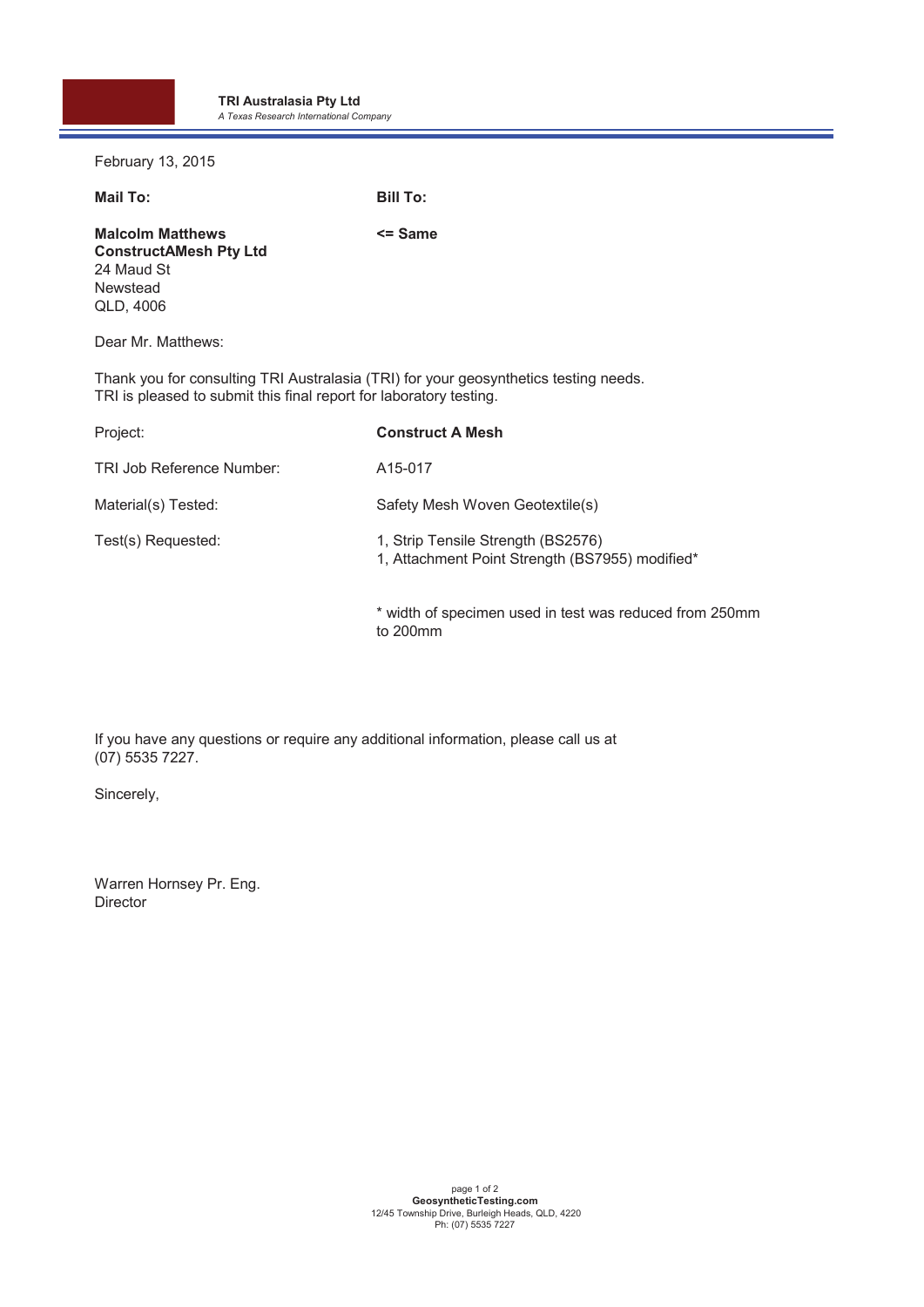**TRI Australasia Pty Ltd**
*A Texas Research International Company*

February 13, 2015

| **Mail To:** | **Bill To:** |
|---|---|
| **Malcolm Matthews**<br>**ConstructAMesh Pty Ltd**<br>24 Maud St<br>Newstead<br>QLD, 4006 | **<= Same** |

Dear Mr. Matthews:

Thank you for consulting TRI Australasia (TRI) for your geosynthetics testing needs.
TRI is pleased to submit this final report for laboratory testing.

| | |
|---|---|
| Project: | **Construct A Mesh** |
| TRI Job Reference Number: | A15-017 |
| Material(s) Tested: | Safety Mesh Woven Geotextile(s) |
| Test(s) Requested: | 1, Strip Tensile Strength (BS2576)<br>1, Attachment Point Strength (BS7955) modified* |

\* width of specimen used in test was reduced from 250mm to 200mm

If you have any questions or require any additional information, please call us at (07) 5535 7227.

Sincerely,

Warren Hornsey Pr. Eng.
Director

**GeosyntheticTesting.com**
12/45 Township Drive, Burleigh Heads, QLD, 4220
Ph: (07) 5535 7227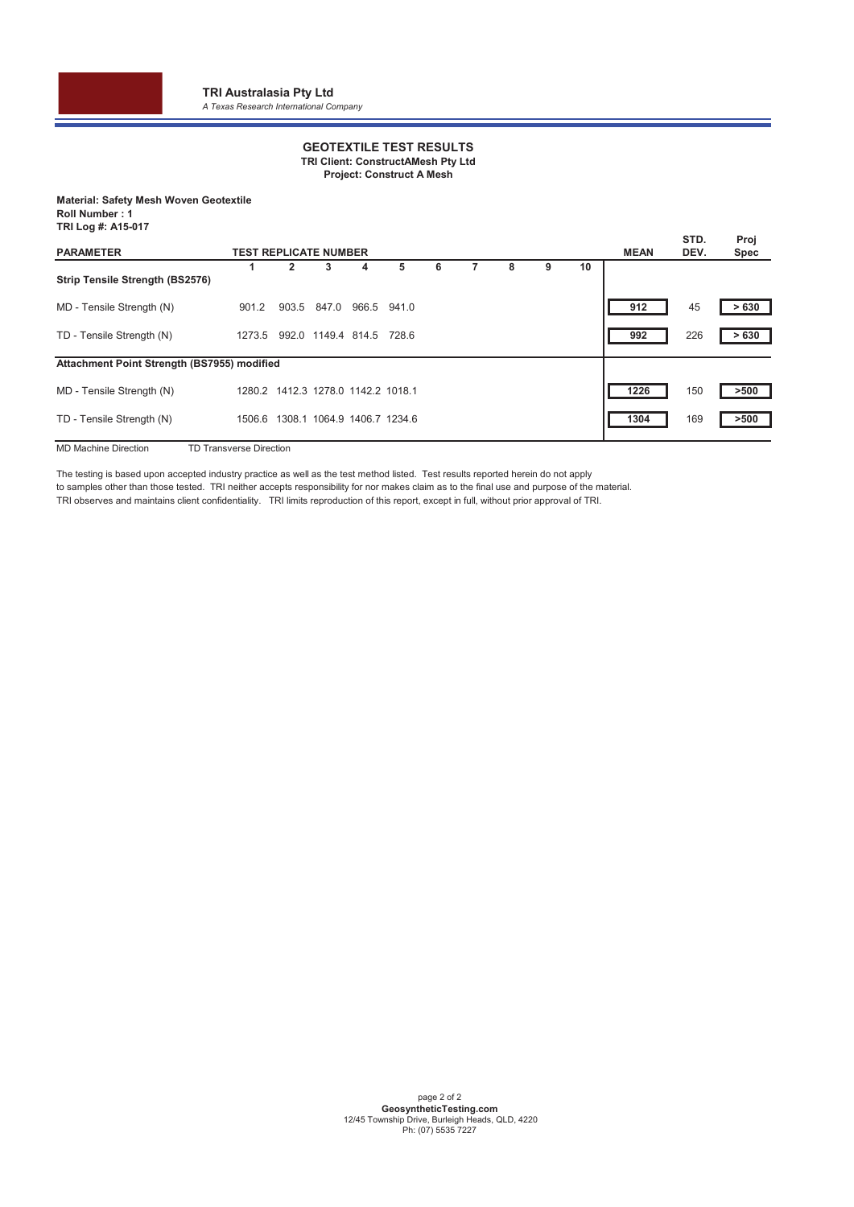**TRI Australasia Pty Ltd**
*A Texas Research International Company*

## GEOTEXTILE TEST RESULTS

**TRI Client: ConstructAMesh Pty Ltd**
**Project: Construct A Mesh**

**Material: Safety Mesh Woven Geotextile**
**Roll Number : 1**
**TRI Log #: A15-017**

| PARAMETER | TEST REPLICATE NUMBER 1 | 2 | 3 | 4 | 5 | 6 | 7 | 8 | 9 | 10 | MEAN | STD. DEV. | Proj Spec |
|---|---|---|---|---|---|---|---|---|---|---|---|---|---|
| **Strip Tensile Strength (BS2576)** | | | | | | | | | | | | | |
| MD - Tensile Strength (N) | 901.2 | 903.5 | 847.0 | 966.5 | 941.0 | | | | | | 912 | 45 | > 630 |
| TD - Tensile Strength (N) | 1273.5 | 992.0 | 1149.4 | 814.5 | 728.6 | | | | | | 992 | 226 | > 630 |
| **Attachment Point Strength (BS7955) modified** | | | | | | | | | | | | | |
| MD - Tensile Strength (N) | 1280.2 | 1412.3 | 1278.0 | 1142.2 | 1018.1 | | | | | | 1226 | 150 | >500 |
| TD - Tensile Strength (N) | 1506.6 | 1308.1 | 1064.9 | 1406.7 | 1234.6 | | | | | | 1304 | 169 | >500 |

MD Machine Direction TD Transverse Direction

The testing is based upon accepted industry practice as well as the test method listed. Test results reported herein do not apply to samples other than those tested. TRI neither accepts responsibility for nor makes claim as to the final use and purpose of the material. TRI observes and maintains client confidentiality. TRI limits reproduction of this report, except in full, without prior approval of TRI.

**GeosyntheticTesting.com**
12/45 Township Drive, Burleigh Heads, QLD, 4220
Ph: (07) 5535 7227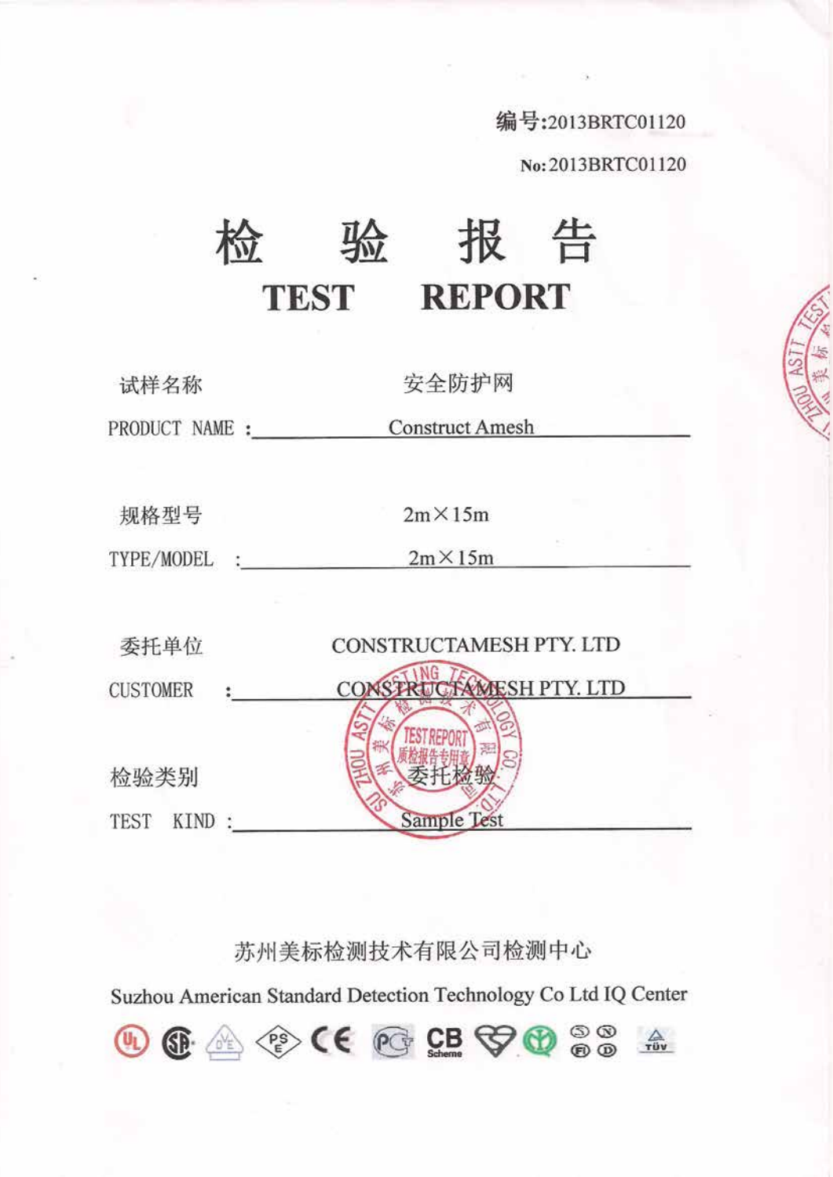编号:2013BRTC01120

No: 2013BRTC01120

# 检 验 报 告
# TEST REPORT

试样名称

PRODUCT NAME : 安全防护网 Construct Amesh

规格型号

TYPE/MODEL : 2m×15m 2m×15m

委托单位

CUSTOMER : CONSTRUCTAMESH PTY. LTD CONSTRUCTAMESH PTY. LTD

检验类别

TEST KIND : 委托检验 Sample Test

苏州美标检测技术有限公司检测中心

Suzhou American Standard Detection Technology Co Ltd IQ Center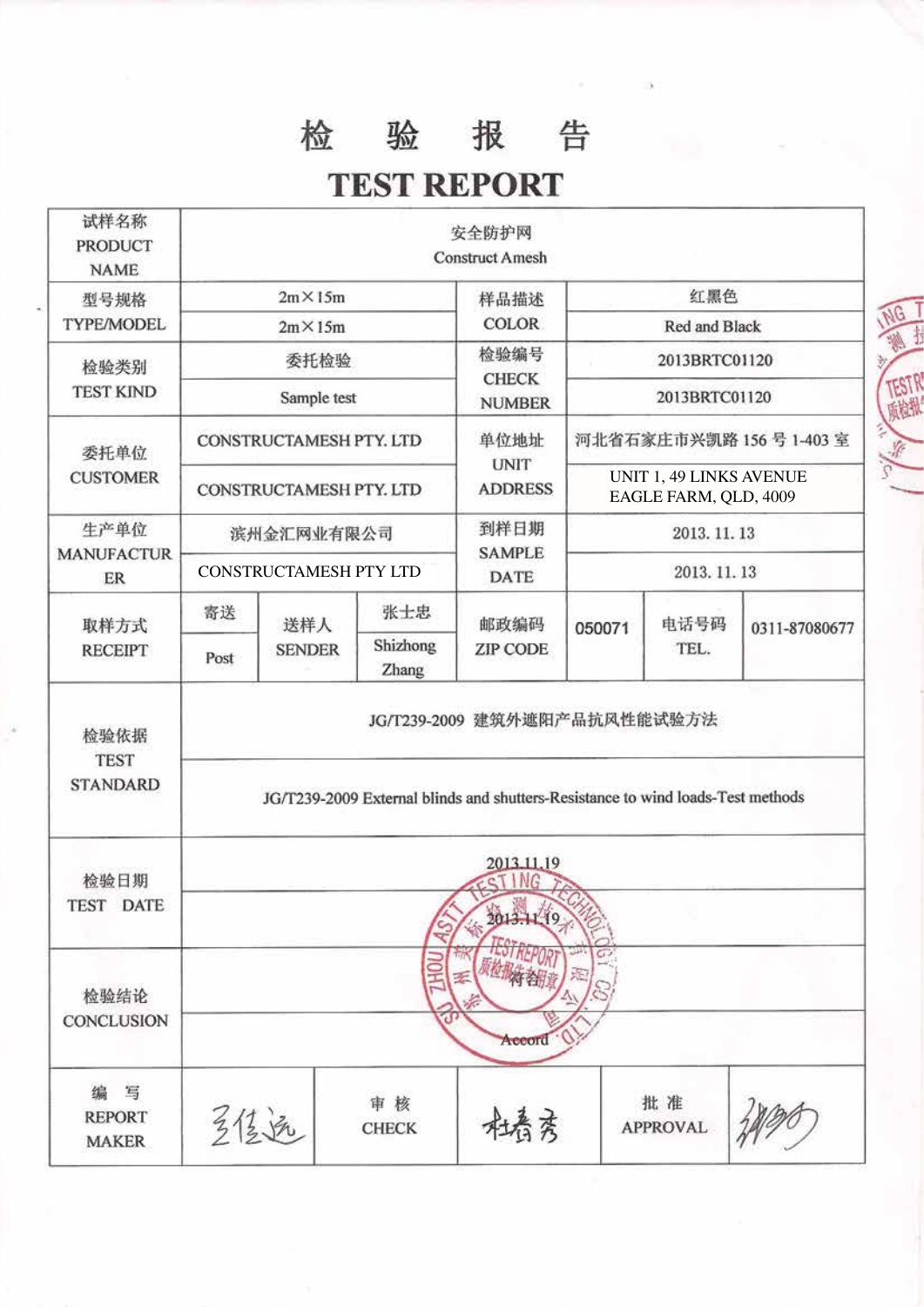# 检 验 报 告

# TEST REPORT

| 试样名称 PRODUCT NAME | 安全防护网 Construct Amesh | | | | | |
|---|---|---|---|---|---|---|
| 型号规格 TYPE/MODEL | 2m×15m / 2m×15m | | 样品描述 COLOR | 红黑色 / Red and Black | | |
| 检验类别 TEST KIND | 委托检验 / Sample test | | 检验编号 CHECK NUMBER | 2013BRTC01120 / 2013BRTC01120 | | |
| 委托单位 CUSTOMER | CONSTRUCTAMESH PTY. LTD / CONSTRUCTAMESH PTY. LTD | | 单位地址 UNIT ADDRESS | 河北省石家庄市兴凯路 156 号 1-403 室 / UNIT 1, 49 LINKS AVENUE EAGLE FARM, QLD, 4009 | | |
| 生产单位 MANUFACTURER | 滨州金汇网业有限公司 / CONSTRUCTAMESH PTY LTD | | 到样日期 SAMPLE DATE | 2013. 11. 13 / 2013. 11. 13 | | |
| 取样方式 RECEIPT | 寄送 Post | 送样人 SENDER | 张士忠 Shizhong Zhang | 邮政编码 ZIP CODE | 050071 | 电话号码 TEL. 0311-87080677 |
| 检验依据 TEST STANDARD | JG/T239-2009 建筑外遮阳产品抗风性能试验方法<br>JG/T239-2009 External blinds and shutters-Resistance to wind loads-Test methods | | | | | |
| 检验日期 TEST DATE | 2013.11.19 / 2013.11.19 | | | | | |
| 检验结论 CONCLUSION | 符合 / Accord | | | | | |
| 编写 REPORT MAKER | 王佳远 | 审核 CHECK | 杜春秀 | 批准 APPROVAL | (signature) | |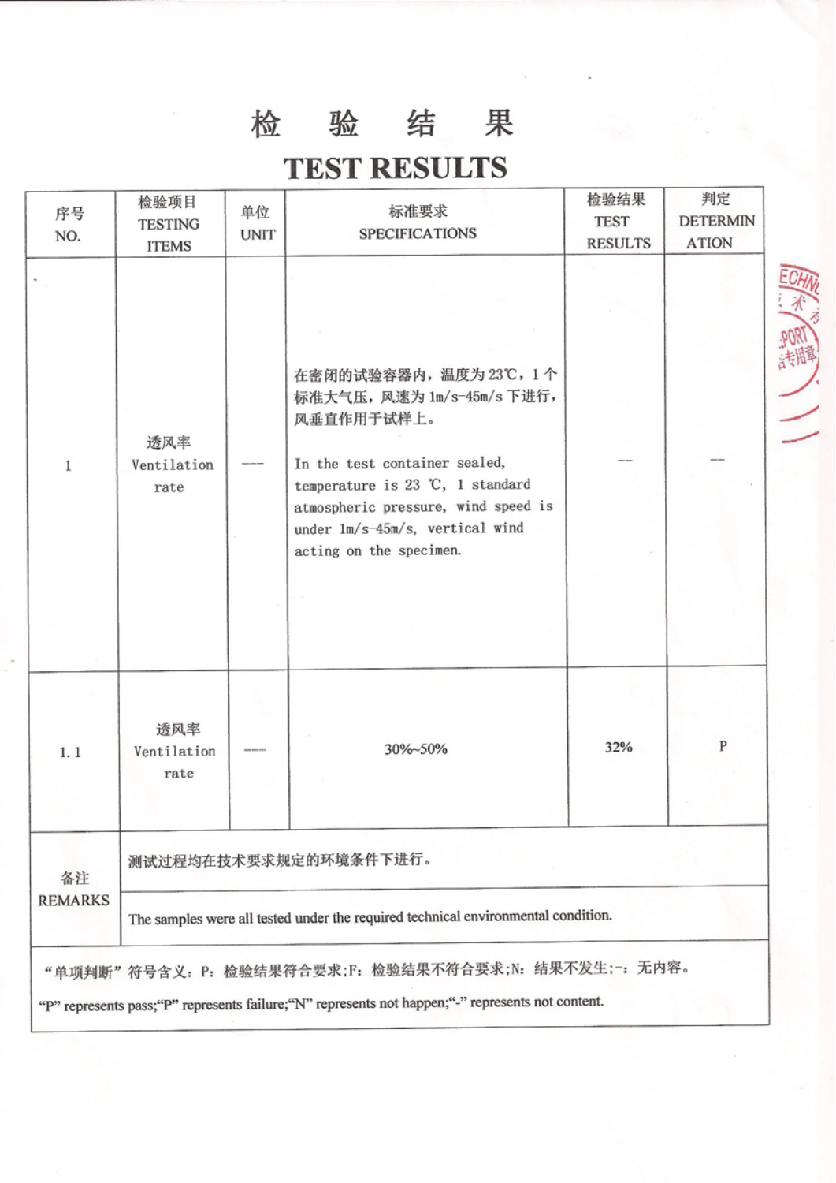# 检 验 结 果

# TEST RESULTS

| 序号 NO. | 检验项目 TESTING ITEMS | 单位 UNIT | 标准要求 SPECIFICATIONS | 检验结果 TEST RESULTS | 判定 DETERMINATION |
|---|---|---|---|---|---|
| 1 | 透风率 Ventilation rate | — | 在密闭的试验容器内，温度为23℃，1个标准大气压，风速为1m/s-45m/s下进行，风垂直作用于试样上。<br><br>In the test container sealed, temperature is 23 ℃, 1 standard atmospheric pressure, wind speed is under 1m/s-45m/s, vertical wind acting on the specimen. | — | — |
| 1.1 | 透风率 Ventilation rate | — | 30%~50% | 32% | P |
| 备注 REMARKS | 测试过程均在技术要求规定的环境条件下进行。<br><br>The samples were all tested under the required technical environmental condition. | | | | |

"单项判断"符号含义：P：检验结果符合要求；F：检验结果不符合要求；N：结果不发生；-：无内容。

"P" represents pass;"P" represents failure;"N" represents not happen;"-" represents not content.